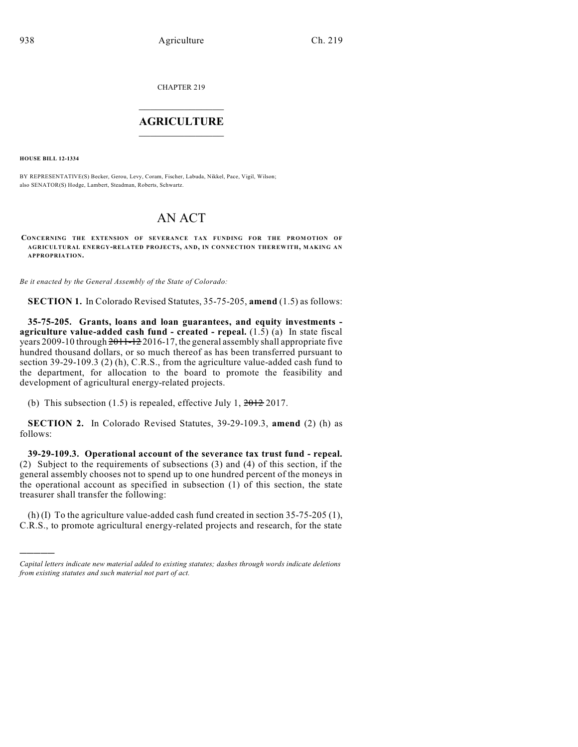CHAPTER 219

# AGRICULTURE

**HOUSE BILL 12-1334**

BY REPRESENTATIVE(S) Becker, Gerou, Levy, Coram, Fischer, Labuda, Nikkel, Pace, Vigil, Wilson; also SENATOR(S) Hodge, Lambert, Steadman, Roberts, Schwartz.

# AN ACT

**CONCERNING THE EXTENSION OF SEVERANCE TAX FUNDING FOR THE PROMOTION OF AGRICULTURAL ENERGY-RELATED PROJECTS, AND, IN CONNECTION THEREWITH, MAKING AN APPROPRIATION.**

*Be it enacted by the General Assembly of the State of Colorado:*

**SECTION 1.** In Colorado Revised Statutes, 35-75-205, **amend** (1.5) as follows:

**35-75-205. Grants, loans and loan guarantees, and equity investments - agriculture value-added cash fund - created - repeal.** (1.5) (a) In state fiscal years 2009-10 through ~~2011-12~~ 2016-17, the general assembly shall appropriate five hundred thousand dollars, or so much thereof as has been transferred pursuant to section 39-29-109.3 (2) (h), C.R.S., from the agriculture value-added cash fund to the department, for allocation to the board to promote the feasibility and development of agricultural energy-related projects.

(b) This subsection (1.5) is repealed, effective July 1, ~~2012~~ 2017.

**SECTION 2.** In Colorado Revised Statutes, 39-29-109.3, **amend** (2) (h) as follows:

**39-29-109.3. Operational account of the severance tax trust fund - repeal.** (2) Subject to the requirements of subsections (3) and (4) of this section, if the general assembly chooses not to spend up to one hundred percent of the moneys in the operational account as specified in subsection (1) of this section, the state treasurer shall transfer the following:

(h) (I) To the agriculture value-added cash fund created in section 35-75-205 (1), C.R.S., to promote agricultural energy-related projects and research, for the state

---

*Capital letters indicate new material added to existing statutes; dashes through words indicate deletions from existing statutes and such material not part of act.*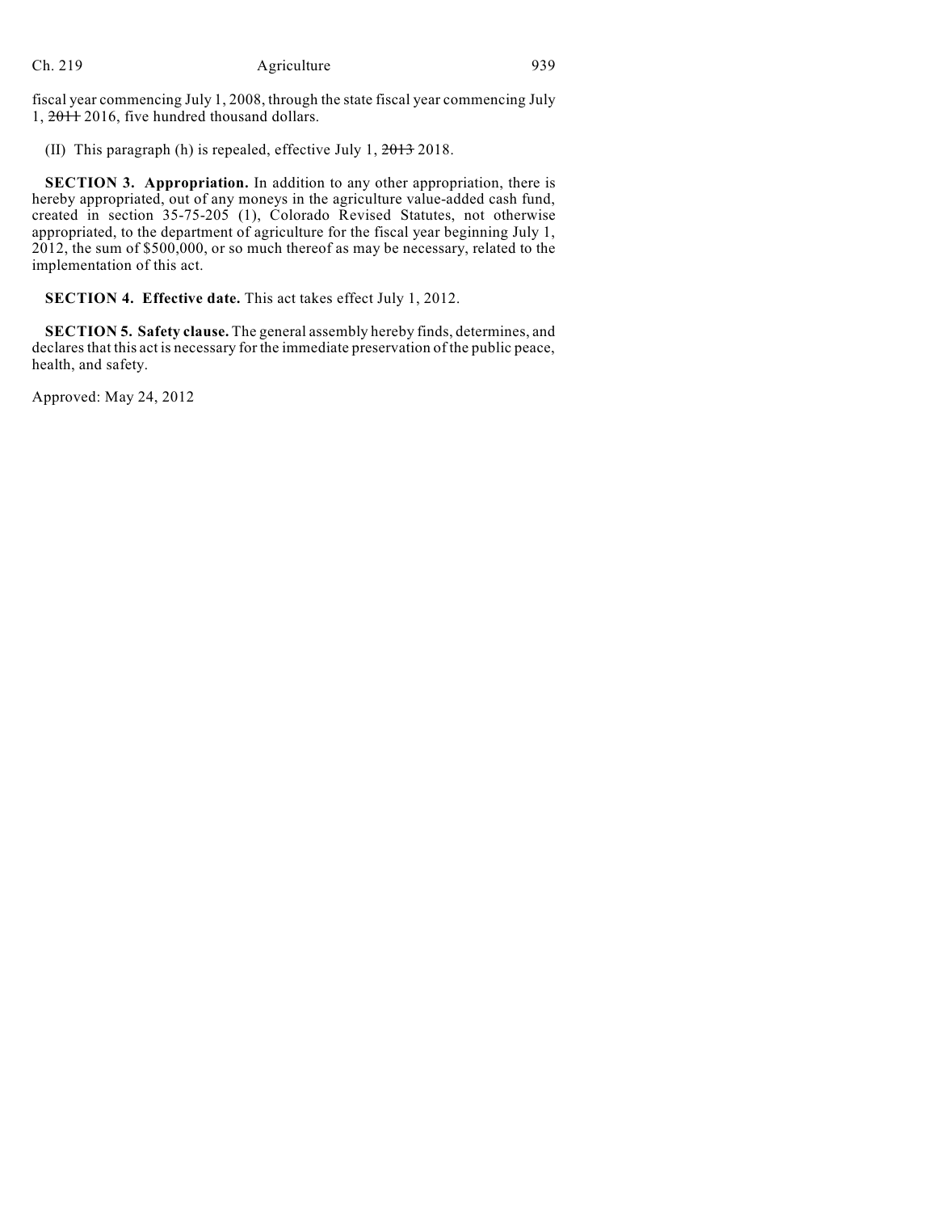fiscal year commencing July 1, 2008, through the state fiscal year commencing July 1, ~~2011~~ 2016, five hundred thousand dollars.

(II) This paragraph (h) is repealed, effective July 1, ~~2013~~ 2018.

**SECTION 3. Appropriation.** In addition to any other appropriation, there is hereby appropriated, out of any moneys in the agriculture value-added cash fund, created in section 35-75-205 (1), Colorado Revised Statutes, not otherwise appropriated, to the department of agriculture for the fiscal year beginning July 1, 2012, the sum of $500,000, or so much thereof as may be necessary, related to the implementation of this act.

**SECTION 4. Effective date.** This act takes effect July 1, 2012.

**SECTION 5. Safety clause.** The general assembly hereby finds, determines, and declares that this act is necessary for the immediate preservation of the public peace, health, and safety.

Approved: May 24, 2012